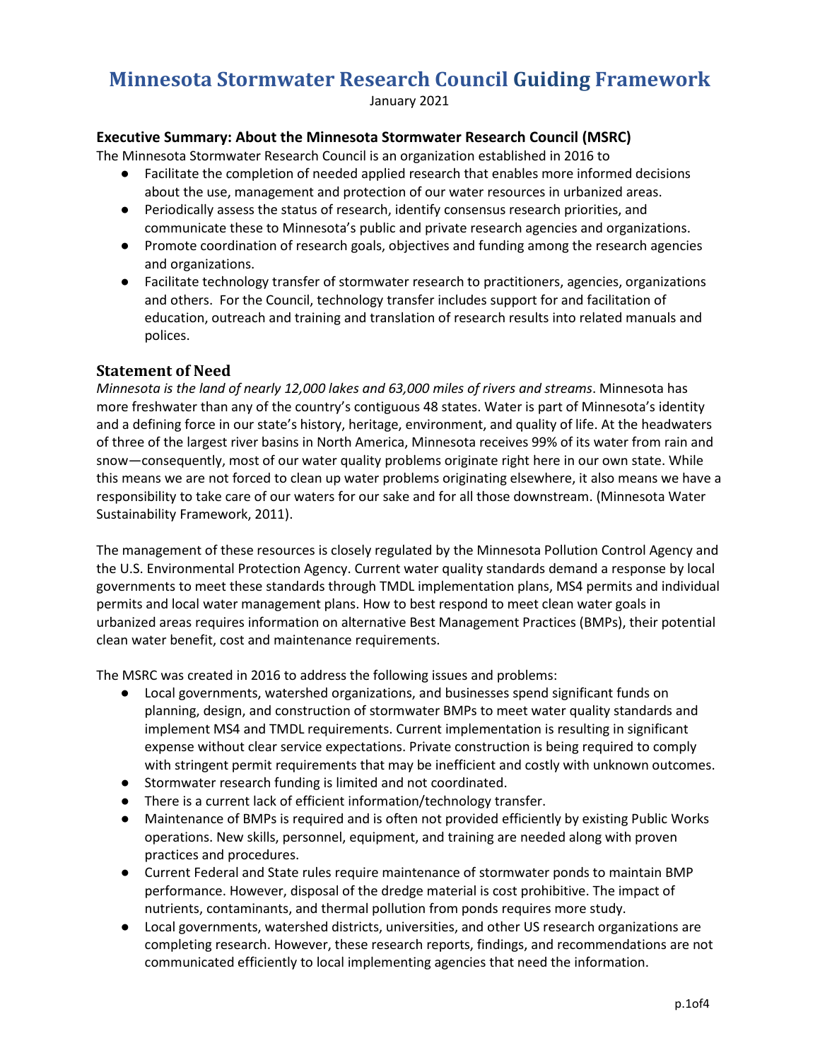# Minnesota Stormwater Research Council Guiding Framework

January 2021

### Executive Summary: About the Minnesota Stormwater Research Council (MSRC)

The Minnesota Stormwater Research Council is an organization established in 2016 to

- Facilitate the completion of needed applied research that enables more informed decisions about the use, management and protection of our water resources in urbanized areas.
- Periodically assess the status of research, identify consensus research priorities, and communicate these to Minnesota's public and private research agencies and organizations.
- Promote coordination of research goals, objectives and funding among the research agencies and organizations.
- Facilitate technology transfer of stormwater research to practitioners, agencies, organizations and others. For the Council, technology transfer includes support for and facilitation of education, outreach and training and translation of research results into related manuals and polices.

## Statement of Need

*Minnesota is the land of nearly 12,000 lakes and 63,000 miles of rivers and streams*. Minnesota has more freshwater than any of the country's contiguous 48 states. Water is part of Minnesota's identity and a defining force in our state's history, heritage, environment, and quality of life. At the headwaters of three of the largest river basins in North America, Minnesota receives 99% of its water from rain and snow—consequently, most of our water quality problems originate right here in our own state. While this means we are not forced to clean up water problems originating elsewhere, it also means we have a responsibility to take care of our waters for our sake and for all those downstream. (Minnesota Water Sustainability Framework, 2011).

The management of these resources is closely regulated by the Minnesota Pollution Control Agency and the U.S. Environmental Protection Agency. Current water quality standards demand a response by local governments to meet these standards through TMDL implementation plans, MS4 permits and individual permits and local water management plans. How to best respond to meet clean water goals in urbanized areas requires information on alternative Best Management Practices (BMPs), their potential clean water benefit, cost and maintenance requirements.

The MSRC was created in 2016 to address the following issues and problems:

- Local governments, watershed organizations, and businesses spend significant funds on planning, design, and construction of stormwater BMPs to meet water quality standards and implement MS4 and TMDL requirements. Current implementation is resulting in significant expense without clear service expectations. Private construction is being required to comply with stringent permit requirements that may be inefficient and costly with unknown outcomes.
- Stormwater research funding is limited and not coordinated.
- There is a current lack of efficient information/technology transfer.
- Maintenance of BMPs is required and is often not provided efficiently by existing Public Works operations. New skills, personnel, equipment, and training are needed along with proven practices and procedures.
- Current Federal and State rules require maintenance of stormwater ponds to maintain BMP performance. However, disposal of the dredge material is cost prohibitive. The impact of nutrients, contaminants, and thermal pollution from ponds requires more study.
- Local governments, watershed districts, universities, and other US research organizations are completing research. However, these research reports, findings, and recommendations are not communicated efficiently to local implementing agencies that need the information.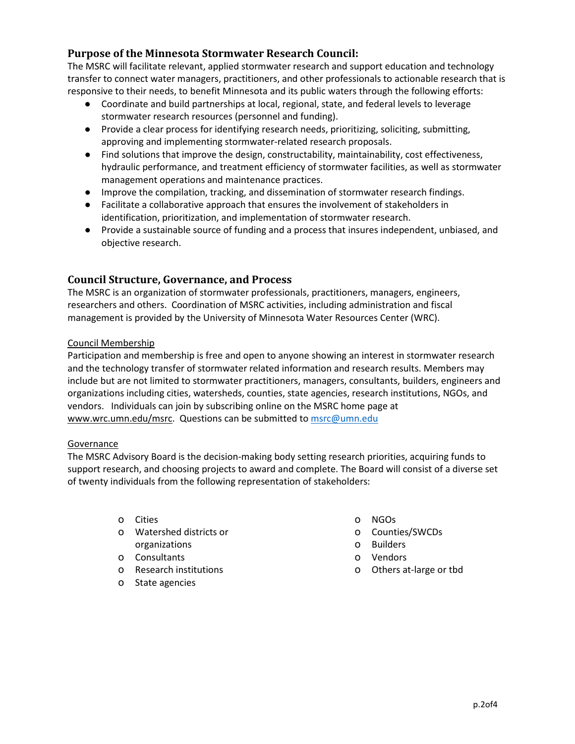## Purpose of the Minnesota Stormwater Research Council:

The MSRC will facilitate relevant, applied stormwater research and support education and technology transfer to connect water managers, practitioners, and other professionals to actionable research that is responsive to their needs, to benefit Minnesota and its public waters through the following efforts:

- Coordinate and build partnerships at local, regional, state, and federal levels to leverage stormwater research resources (personnel and funding).
- Provide a clear process for identifying research needs, prioritizing, soliciting, submitting, approving and implementing stormwater-related research proposals.
- Find solutions that improve the design, constructability, maintainability, cost effectiveness, hydraulic performance, and treatment efficiency of stormwater facilities, as well as stormwater management operations and maintenance practices.
- Improve the compilation, tracking, and dissemination of stormwater research findings.
- Facilitate a collaborative approach that ensures the involvement of stakeholders in identification, prioritization, and implementation of stormwater research.
- Provide a sustainable source of funding and a process that insures independent, unbiased, and objective research.

## Council Structure, Governance, and Process

The MSRC is an organization of stormwater professionals, practitioners, managers, engineers, researchers and others. Coordination of MSRC activities, including administration and fiscal management is provided by the University of Minnesota Water Resources Center (WRC).

### Council Membership

Participation and membership is free and open to anyone showing an interest in stormwater research and the technology transfer of stormwater related information and research results. Members may include but are not limited to stormwater practitioners, managers, consultants, builders, engineers and organizations including cities, watersheds, counties, state agencies, research institutions, NGOs, and vendors. Individuals can join by subscribing online on the MSRC home page at www.wrc.umn.edu/msrc. Questions can be submitted to msrc@umn.edu

### Governance

The MSRC Advisory Board is the decision-making body setting research priorities, acquiring funds to support research, and choosing projects to award and complete. The Board will consist of a diverse set of twenty individuals from the following representation of stakeholders:

- Cities
- Watershed districts or organizations
- Consultants
- Research institutions
- State agencies
- NGOs
- Counties/SWCDs
- Builders
- Vendors
- Others at-large or tbd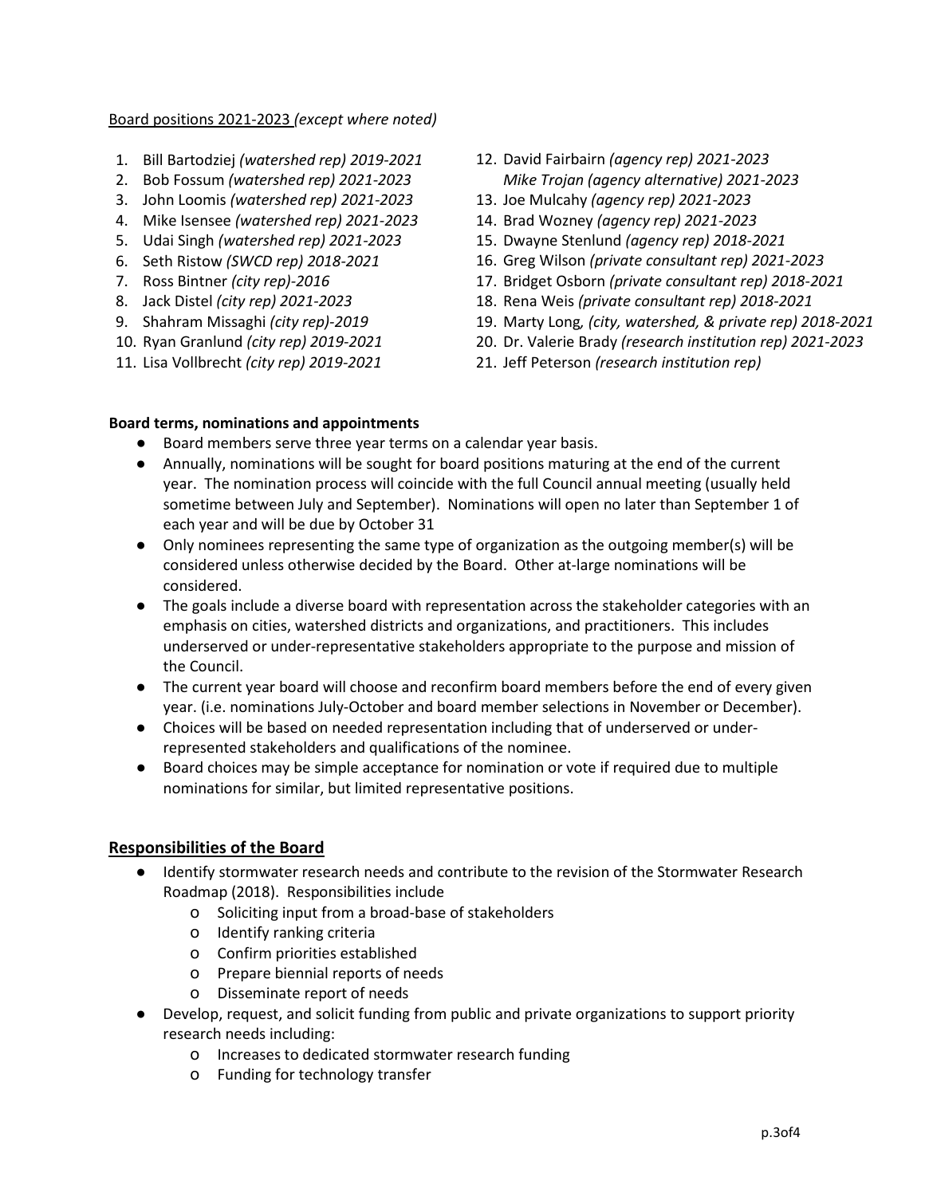Board positions 2021-2023 *(except where noted)*

1. Bill Bartodziej *(watershed rep) 2019-2021*
2. Bob Fossum *(watershed rep) 2021-2023*
3. John Loomis *(watershed rep) 2021-2023*
4. Mike Isensee *(watershed rep) 2021-2023*
5. Udai Singh *(watershed rep) 2021-2023*
6. Seth Ristow *(SWCD rep) 2018-2021*
7. Ross Bintner *(city rep)-2016*
8. Jack Distel *(city rep) 2021-2023*
9. Shahram Missaghi *(city rep)-2019*
10. Ryan Granlund *(city rep) 2019-2021*
11. Lisa Vollbrecht *(city rep) 2019-2021*
12. David Fairbairn *(agency rep) 2021-2023*
    *Mike Trojan (agency alternative) 2021-2023*
13. Joe Mulcahy *(agency rep) 2021-2023*
14. Brad Wozney *(agency rep) 2021-2023*
15. Dwayne Stenlund *(agency rep) 2018-2021*
16. Greg Wilson *(private consultant rep) 2021-2023*
17. Bridget Osborn *(private consultant rep) 2018-2021*
18. Rena Weis *(private consultant rep) 2018-2021*
19. Marty Long*, (city, watershed, & private rep) 2018-2021*
20. Dr. Valerie Brady *(research institution rep) 2021-2023*
21. Jeff Peterson *(research institution rep)*

**Board terms, nominations and appointments**

- Board members serve three year terms on a calendar year basis.
- Annually, nominations will be sought for board positions maturing at the end of the current year. The nomination process will coincide with the full Council annual meeting (usually held sometime between July and September). Nominations will open no later than September 1 of each year and will be due by October 31
- Only nominees representing the same type of organization as the outgoing member(s) will be considered unless otherwise decided by the Board. Other at-large nominations will be considered.
- The goals include a diverse board with representation across the stakeholder categories with an emphasis on cities, watershed districts and organizations, and practitioners. This includes underserved or under-representative stakeholders appropriate to the purpose and mission of the Council.
- The current year board will choose and reconfirm board members before the end of every given year. (i.e. nominations July-October and board member selections in November or December).
- Choices will be based on needed representation including that of underserved or under-represented stakeholders and qualifications of the nominee.
- Board choices may be simple acceptance for nomination or vote if required due to multiple nominations for similar, but limited representative positions.

## Responsibilities of the Board

- Identify stormwater research needs and contribute to the revision of the Stormwater Research Roadmap (2018). Responsibilities include
    - Soliciting input from a broad-base of stakeholders
    - Identify ranking criteria
    - Confirm priorities established
    - Prepare biennial reports of needs
    - Disseminate report of needs
- Develop, request, and solicit funding from public and private organizations to support priority research needs including:
    - Increases to dedicated stormwater research funding
    - Funding for technology transfer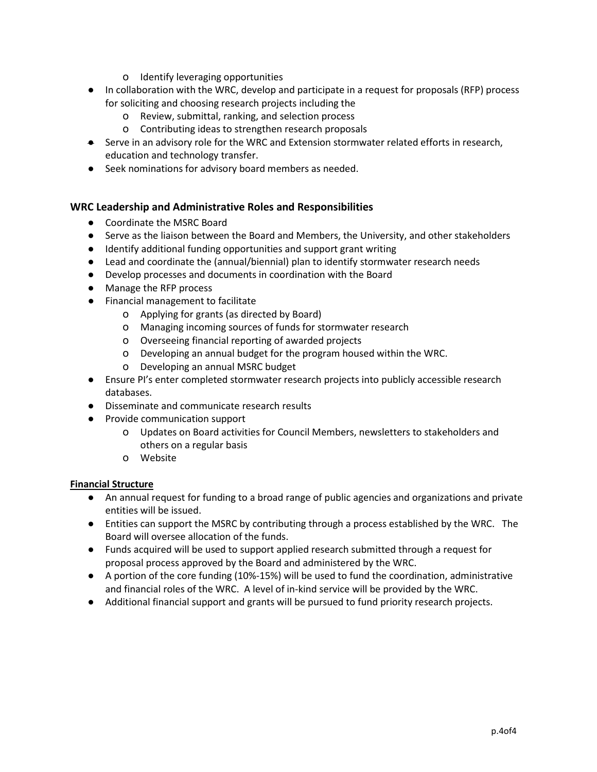- Identify leveraging opportunities
- In collaboration with the WRC, develop and participate in a request for proposals (RFP) process for soliciting and choosing research projects including the
    - Review, submittal, ranking, and selection process
    - Contributing ideas to strengthen research proposals
- Serve in an advisory role for the WRC and Extension stormwater related efforts in research, education and technology transfer.
- Seek nominations for advisory board members as needed.

### WRC Leadership and Administrative Roles and Responsibilities

- Coordinate the MSRC Board
- Serve as the liaison between the Board and Members, the University, and other stakeholders
- Identify additional funding opportunities and support grant writing
- Lead and coordinate the (annual/biennial) plan to identify stormwater research needs
- Develop processes and documents in coordination with the Board
- Manage the RFP process
- Financial management to facilitate
    - Applying for grants (as directed by Board)
    - Managing incoming sources of funds for stormwater research
    - Overseeing financial reporting of awarded projects
    - Developing an annual budget for the program housed within the WRC.
    - Developing an annual MSRC budget
- Ensure PI's enter completed stormwater research projects into publicly accessible research databases.
- Disseminate and communicate research results
- Provide communication support
    - Updates on Board activities for Council Members, newsletters to stakeholders and others on a regular basis
    - Website

**Financial Structure**

- An annual request for funding to a broad range of public agencies and organizations and private entities will be issued.
- Entities can support the MSRC by contributing through a process established by the WRC. The Board will oversee allocation of the funds.
- Funds acquired will be used to support applied research submitted through a request for proposal process approved by the Board and administered by the WRC.
- A portion of the core funding (10%-15%) will be used to fund the coordination, administrative and financial roles of the WRC. A level of in-kind service will be provided by the WRC.
- Additional financial support and grants will be pursued to fund priority research projects.